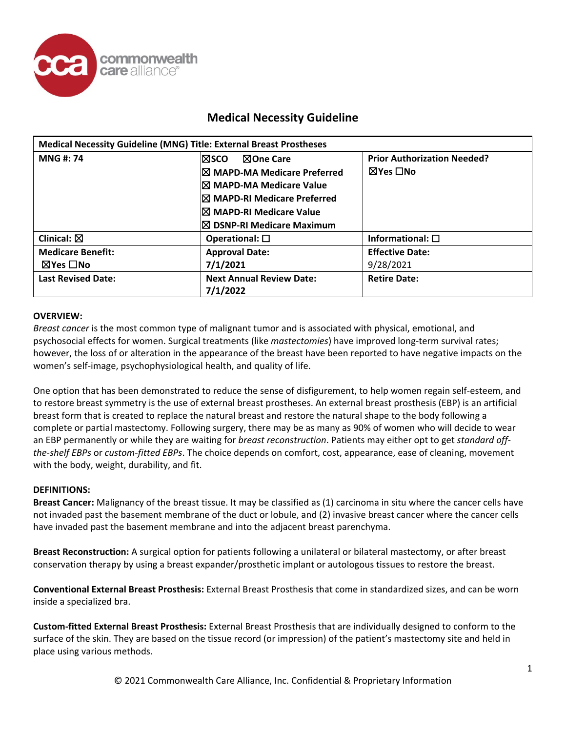# Medical Necessity Guideline

| Medical Necessity Guideline (MNG) Title: External Breast Prostheses | | |
|---|---|---|
| **MNG #: 74** | ☒SCO ☒One Care<br>☒ MAPD-MA Medicare Preferred<br>☒ MAPD-MA Medicare Value<br>☒ MAPD-RI Medicare Preferred<br>☒ MAPD-RI Medicare Value<br>☒ DSNP-RI Medicare Maximum | **Prior Authorization Needed?**<br>☒Yes ☐No |
| **Clinical:** ☒ | **Operational:** ☐ | **Informational:** ☐ |
| **Medicare Benefit:**<br>☒Yes ☐No | **Approval Date:**<br>7/1/2021 | **Effective Date:**<br>9/28/2021 |
| **Last Revised Date:** | **Next Annual Review Date:**<br>7/1/2022 | **Retire Date:** |

**OVERVIEW:**

*Breast cancer* is the most common type of malignant tumor and is associated with physical, emotional, and psychosocial effects for women. Surgical treatments (like *mastectomies*) have improved long-term survival rates; however, the loss of or alteration in the appearance of the breast have been reported to have negative impacts on the women's self-image, psychophysiological health, and quality of life.

One option that has been demonstrated to reduce the sense of disfigurement, to help women regain self-esteem, and to restore breast symmetry is the use of external breast prostheses. An external breast prosthesis (EBP) is an artificial breast form that is created to replace the natural breast and restore the natural shape to the body following a complete or partial mastectomy. Following surgery, there may be as many as 90% of women who will decide to wear an EBP permanently or while they are waiting for *breast reconstruction*. Patients may either opt to get *standard off-the-shelf EBPs* or *custom-fitted EBPs*. The choice depends on comfort, cost, appearance, ease of cleaning, movement with the body, weight, durability, and fit.

**DEFINITIONS:**

**Breast Cancer:** Malignancy of the breast tissue. It may be classified as (1) carcinoma in situ where the cancer cells have not invaded past the basement membrane of the duct or lobule, and (2) invasive breast cancer where the cancer cells have invaded past the basement membrane and into the adjacent breast parenchyma.

**Breast Reconstruction:** A surgical option for patients following a unilateral or bilateral mastectomy, or after breast conservation therapy by using a breast expander/prosthetic implant or autologous tissues to restore the breast.

**Conventional External Breast Prosthesis:** External Breast Prosthesis that come in standardized sizes, and can be worn inside a specialized bra.

**Custom-fitted External Breast Prosthesis:** External Breast Prosthesis that are individually designed to conform to the surface of the skin. They are based on the tissue record (or impression) of the patient's mastectomy site and held in place using various methods.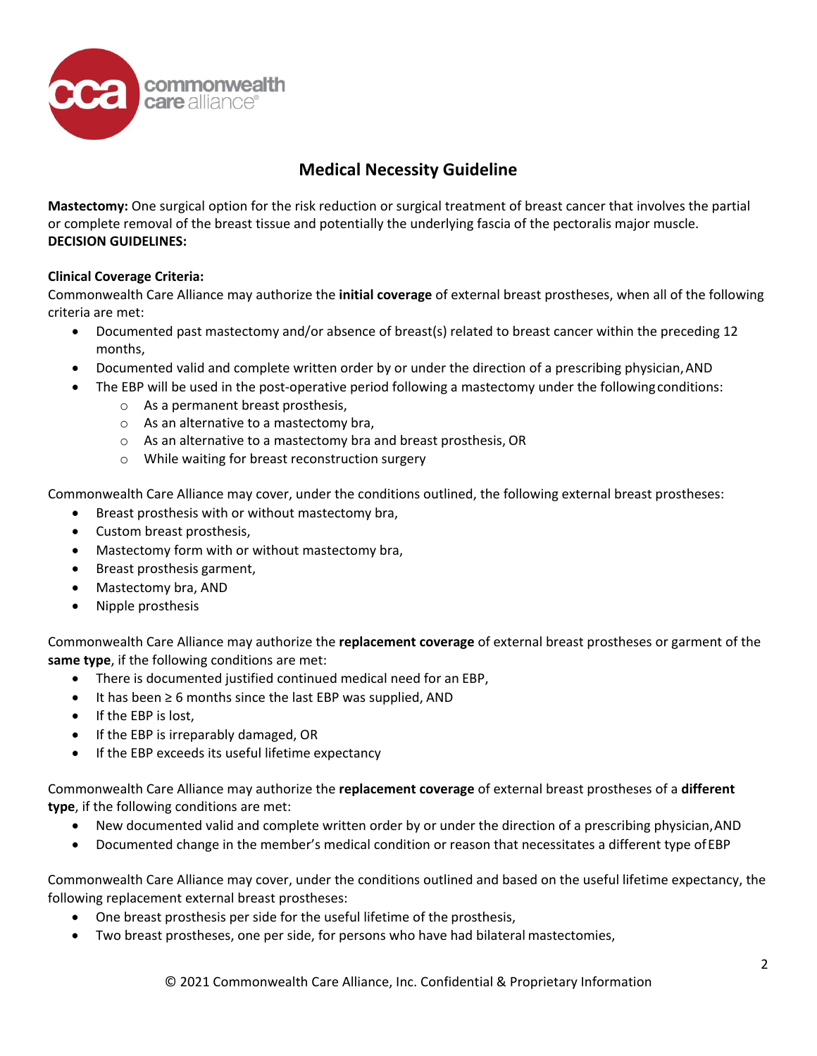## Medical Necessity Guideline

**Mastectomy:** One surgical option for the risk reduction or surgical treatment of breast cancer that involves the partial or complete removal of the breast tissue and potentially the underlying fascia of the pectoralis major muscle.

**DECISION GUIDELINES:**

**Clinical Coverage Criteria:**

Commonwealth Care Alliance may authorize the **initial coverage** of external breast prostheses, when all of the following criteria are met:

- Documented past mastectomy and/or absence of breast(s) related to breast cancer within the preceding 12 months,
- Documented valid and complete written order by or under the direction of a prescribing physician, AND
- The EBP will be used in the post-operative period following a mastectomy under the following conditions:
    - As a permanent breast prosthesis,
    - As an alternative to a mastectomy bra,
    - As an alternative to a mastectomy bra and breast prosthesis, OR
    - While waiting for breast reconstruction surgery

Commonwealth Care Alliance may cover, under the conditions outlined, the following external breast prostheses:

- Breast prosthesis with or without mastectomy bra,
- Custom breast prosthesis,
- Mastectomy form with or without mastectomy bra,
- Breast prosthesis garment,
- Mastectomy bra, AND
- Nipple prosthesis

Commonwealth Care Alliance may authorize the **replacement coverage** of external breast prostheses or garment of the **same type**, if the following conditions are met:

- There is documented justified continued medical need for an EBP,
- It has been ≥ 6 months since the last EBP was supplied, AND
- If the EBP is lost,
- If the EBP is irreparably damaged, OR
- If the EBP exceeds its useful lifetime expectancy

Commonwealth Care Alliance may authorize the **replacement coverage** of external breast prostheses of a **different type**, if the following conditions are met:

- New documented valid and complete written order by or under the direction of a prescribing physician, AND
- Documented change in the member's medical condition or reason that necessitates a different type of EBP

Commonwealth Care Alliance may cover, under the conditions outlined and based on the useful lifetime expectancy, the following replacement external breast prostheses:

- One breast prosthesis per side for the useful lifetime of the prosthesis,
- Two breast prostheses, one per side, for persons who have had bilateral mastectomies,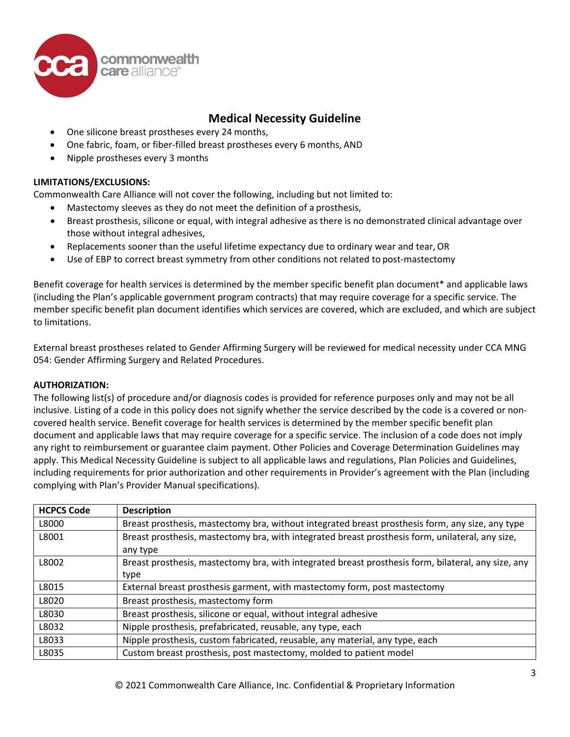- One silicone breast prostheses every 24 months,
- One fabric, foam, or fiber-filled breast prostheses every 6 months, AND
- Nipple prostheses every 3 months

**LIMITATIONS/EXCLUSIONS:**

Commonwealth Care Alliance will not cover the following, including but not limited to:

- Mastectomy sleeves as they do not meet the definition of a prosthesis,
- Breast prosthesis, silicone or equal, with integral adhesive as there is no demonstrated clinical advantage over those without integral adhesives,
- Replacements sooner than the useful lifetime expectancy due to ordinary wear and tear, OR
- Use of EBP to correct breast symmetry from other conditions not related to post-mastectomy

Benefit coverage for health services is determined by the member specific benefit plan document* and applicable laws (including the Plan's applicable government program contracts) that may require coverage for a specific service. The member specific benefit plan document identifies which services are covered, which are excluded, and which are subject to limitations.

External breast prostheses related to Gender Affirming Surgery will be reviewed for medical necessity under CCA MNG 054: Gender Affirming Surgery and Related Procedures.

**AUTHORIZATION:**

The following list(s) of procedure and/or diagnosis codes is provided for reference purposes only and may not be all inclusive. Listing of a code in this policy does not signify whether the service described by the code is a covered or non-covered health service. Benefit coverage for health services is determined by the member specific benefit plan document and applicable laws that may require coverage for a specific service. The inclusion of a code does not imply any right to reimbursement or guarantee claim payment. Other Policies and Coverage Determination Guidelines may apply. This Medical Necessity Guideline is subject to all applicable laws and regulations, Plan Policies and Guidelines, including requirements for prior authorization and other requirements in Provider's agreement with the Plan (including complying with Plan's Provider Manual specifications).

| HCPCS Code | Description |
|---|---|
| L8000 | Breast prosthesis, mastectomy bra, without integrated breast prosthesis form, any size, any type |
| L8001 | Breast prosthesis, mastectomy bra, with integrated breast prosthesis form, unilateral, any size, any type |
| L8002 | Breast prosthesis, mastectomy bra, with integrated breast prosthesis form, bilateral, any size, any type |
| L8015 | External breast prosthesis garment, with mastectomy form, post mastectomy |
| L8020 | Breast prosthesis, mastectomy form |
| L8030 | Breast prosthesis, silicone or equal, without integral adhesive |
| L8032 | Nipple prosthesis, prefabricated, reusable, any type, each |
| L8033 | Nipple prosthesis, custom fabricated, reusable, any material, any type, each |
| L8035 | Custom breast prosthesis, post mastectomy, molded to patient model |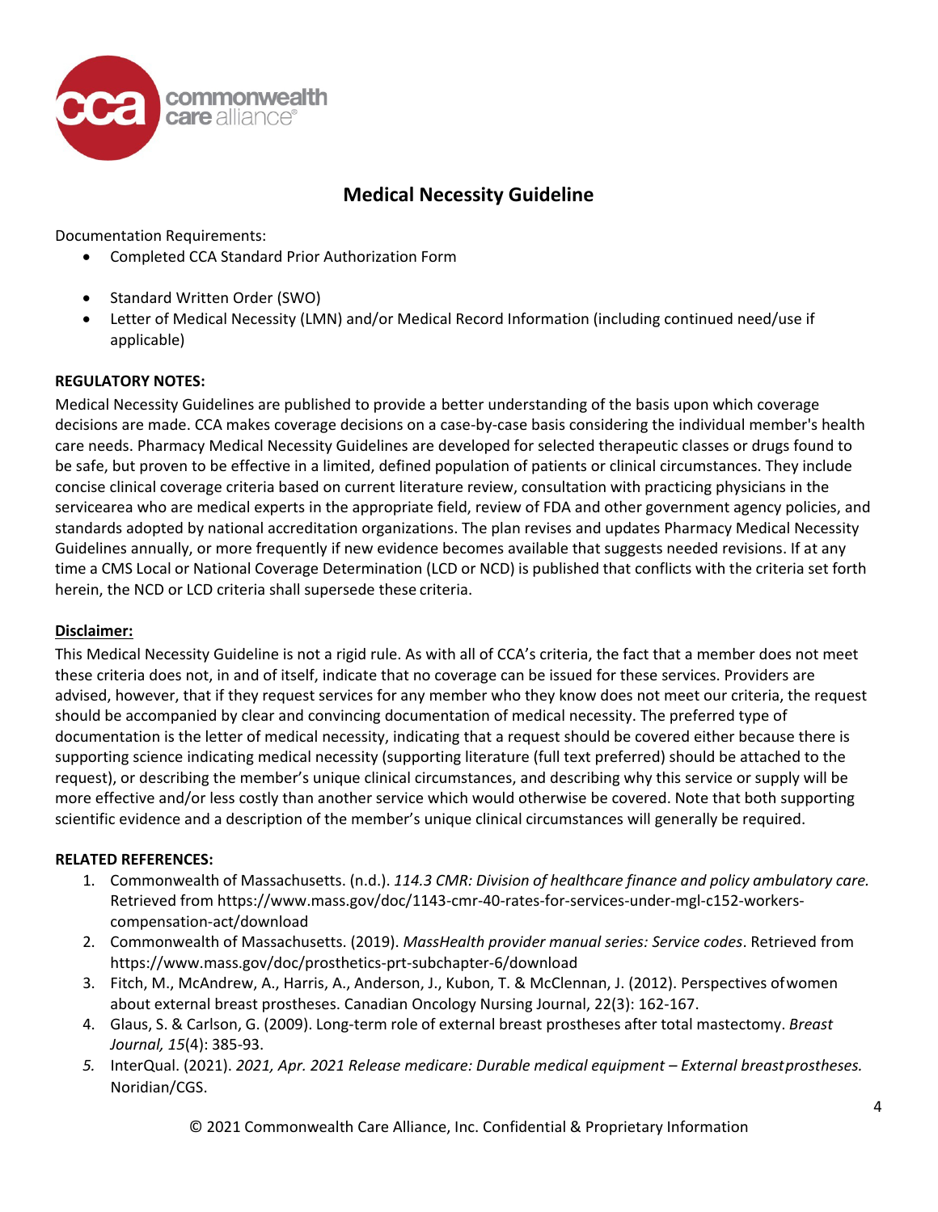# Medical Necessity Guideline

Documentation Requirements:

- Completed CCA Standard Prior Authorization Form
- Standard Written Order (SWO)
- Letter of Medical Necessity (LMN) and/or Medical Record Information (including continued need/use if applicable)

**REGULATORY NOTES:**

Medical Necessity Guidelines are published to provide a better understanding of the basis upon which coverage decisions are made. CCA makes coverage decisions on a case-by-case basis considering the individual member's health care needs. Pharmacy Medical Necessity Guidelines are developed for selected therapeutic classes or drugs found to be safe, but proven to be effective in a limited, defined population of patients or clinical circumstances. They include concise clinical coverage criteria based on current literature review, consultation with practicing physicians in the servicearea who are medical experts in the appropriate field, review of FDA and other government agency policies, and standards adopted by national accreditation organizations. The plan revises and updates Pharmacy Medical Necessity Guidelines annually, or more frequently if new evidence becomes available that suggests needed revisions. If at any time a CMS Local or National Coverage Determination (LCD or NCD) is published that conflicts with the criteria set forth herein, the NCD or LCD criteria shall supersede these criteria.

**Disclaimer:**

This Medical Necessity Guideline is not a rigid rule. As with all of CCA's criteria, the fact that a member does not meet these criteria does not, in and of itself, indicate that no coverage can be issued for these services. Providers are advised, however, that if they request services for any member who they know does not meet our criteria, the request should be accompanied by clear and convincing documentation of medical necessity. The preferred type of documentation is the letter of medical necessity, indicating that a request should be covered either because there is supporting science indicating medical necessity (supporting literature (full text preferred) should be attached to the request), or describing the member's unique clinical circumstances, and describing why this service or supply will be more effective and/or less costly than another service which would otherwise be covered. Note that both supporting scientific evidence and a description of the member's unique clinical circumstances will generally be required.

**RELATED REFERENCES:**

1. Commonwealth of Massachusetts. (n.d.). *114.3 CMR: Division of healthcare finance and policy ambulatory care.* Retrieved from https://www.mass.gov/doc/1143-cmr-40-rates-for-services-under-mgl-c152-workers-compensation-act/download
2. Commonwealth of Massachusetts. (2019). *MassHealth provider manual series: Service codes*. Retrieved from https://www.mass.gov/doc/prosthetics-prt-subchapter-6/download
3. Fitch, M., McAndrew, A., Harris, A., Anderson, J., Kubon, T. & McClennan, J. (2012). Perspectives ofwomen about external breast prostheses. Canadian Oncology Nursing Journal, 22(3): 162-167.
4. Glaus, S. & Carlson, G. (2009). Long-term role of external breast prostheses after total mastectomy. *Breast Journal, 15*(4): 385-93.
5. InterQual. (2021). *2021, Apr. 2021 Release medicare: Durable medical equipment – External breastprostheses.* Noridian/CGS.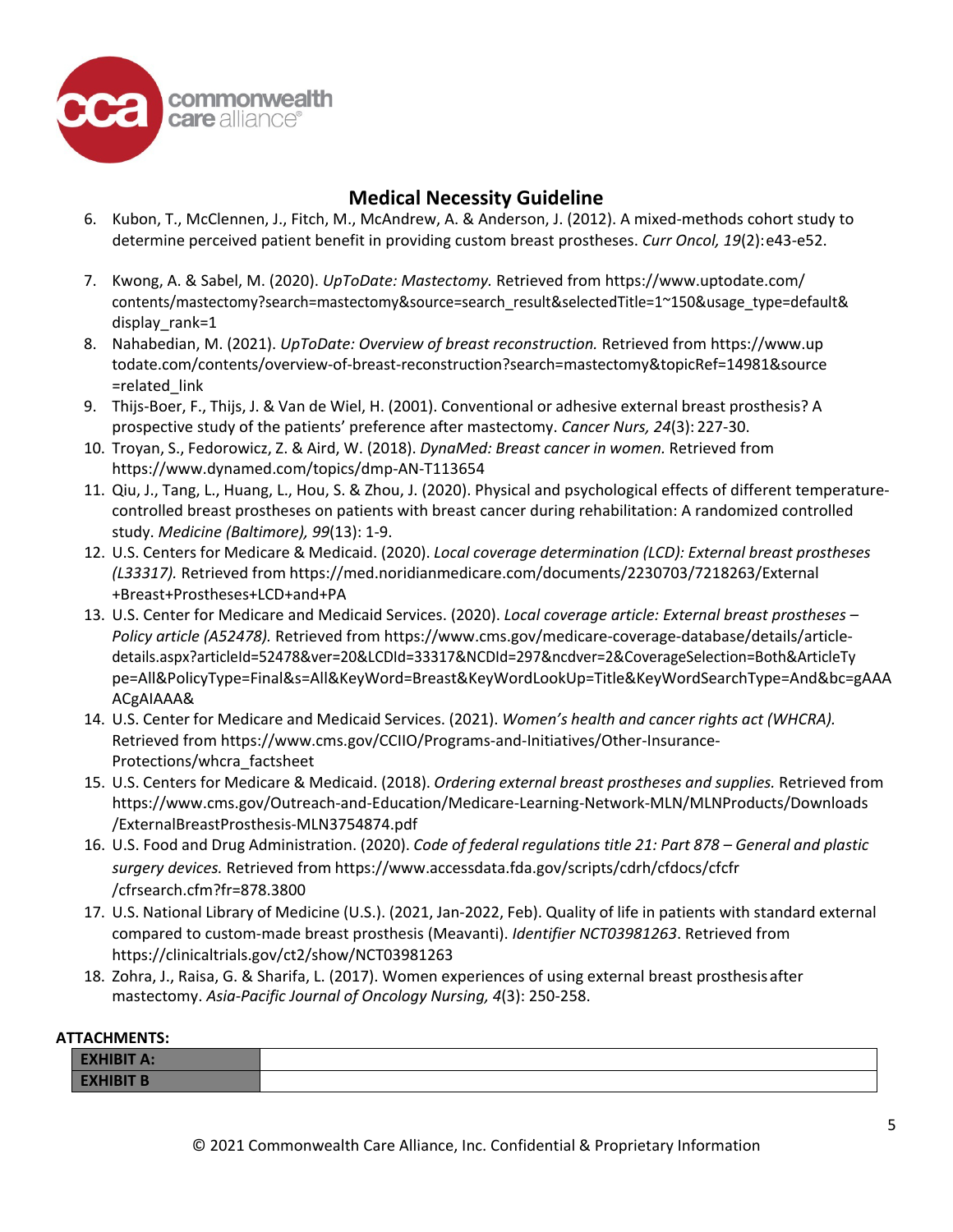## Medical Necessity Guideline

6. Kubon, T., McClennen, J., Fitch, M., McAndrew, A. & Anderson, J. (2012). A mixed-methods cohort study to determine perceived patient benefit in providing custom breast prostheses. *Curr Oncol, 19*(2): e43-e52.

7. Kwong, A. & Sabel, M. (2020). *UpToDate: Mastectomy.* Retrieved from https://www.uptodate.com/contents/mastectomy?search=mastectomy&source=search_result&selectedTitle=1~150&usage_type=default&display_rank=1
8. Nahabedian, M. (2021). *UpToDate: Overview of breast reconstruction.* Retrieved from https://www.uptodate.com/contents/overview-of-breast-reconstruction?search=mastectomy&topicRef=14981&source=related_link
9. Thijs-Boer, F., Thijs, J. & Van de Wiel, H. (2001). Conventional or adhesive external breast prosthesis? A prospective study of the patients' preference after mastectomy. *Cancer Nurs, 24*(3): 227-30.
10. Troyan, S., Fedorowicz, Z. & Aird, W. (2018). *DynaMed: Breast cancer in women.* Retrieved from https://www.dynamed.com/topics/dmp-AN-T113654
11. Qiu, J., Tang, L., Huang, L., Hou, S. & Zhou, J. (2020). Physical and psychological effects of different temperature-controlled breast prostheses on patients with breast cancer during rehabilitation: A randomized controlled study. *Medicine (Baltimore), 99*(13): 1-9.
12. U.S. Centers for Medicare & Medicaid. (2020). *Local coverage determination (LCD): External breast prostheses (L33317).* Retrieved from https://med.noridianmedicare.com/documents/2230703/7218263/External+Breast+Prostheses+LCD+and+PA
13. U.S. Center for Medicare and Medicaid Services. (2020). *Local coverage article: External breast prostheses – Policy article (A52478).* Retrieved from https://www.cms.gov/medicare-coverage-database/details/article-details.aspx?articleId=52478&ver=20&LCDId=33317&NCDId=297&ncdver=2&CoverageSelection=Both&ArticleType=All&PolicyType=Final&s=All&KeyWord=Breast&KeyWordLookUp=Title&KeyWordSearchType=And&bc=gAAAACgAIAAA&
14. U.S. Center for Medicare and Medicaid Services. (2021). *Women's health and cancer rights act (WHCRA).* Retrieved from https://www.cms.gov/CCIIO/Programs-and-Initiatives/Other-Insurance-Protections/whcra_factsheet
15. U.S. Centers for Medicare & Medicaid. (2018). *Ordering external breast prostheses and supplies.* Retrieved from https://www.cms.gov/Outreach-and-Education/Medicare-Learning-Network-MLN/MLNProducts/Downloads/ExternalBreastProsthesis-MLN3754874.pdf
16. U.S. Food and Drug Administration. (2020). *Code of federal regulations title 21: Part 878 – General and plastic surgery devices.* Retrieved from https://www.accessdata.fda.gov/scripts/cdrh/cfdocs/cfcfr/cfrsearch.cfm?fr=878.3800
17. U.S. National Library of Medicine (U.S.). (2021, Jan-2022, Feb). Quality of life in patients with standard external compared to custom-made breast prosthesis (Meavanti). *Identifier NCT03981263*. Retrieved from https://clinicaltrials.gov/ct2/show/NCT03981263
18. Zohra, J., Raisa, G. & Sharifa, L. (2017). Women experiences of using external breast prosthesis after mastectomy. *Asia-Pacific Journal of Oncology Nursing, 4*(3): 250-258.

**ATTACHMENTS:**

| | |
|---|---|
| **EXHIBIT A:** | |
| **EXHIBIT B** | |

© 2021 Commonwealth Care Alliance, Inc. Confidential & Proprietary Information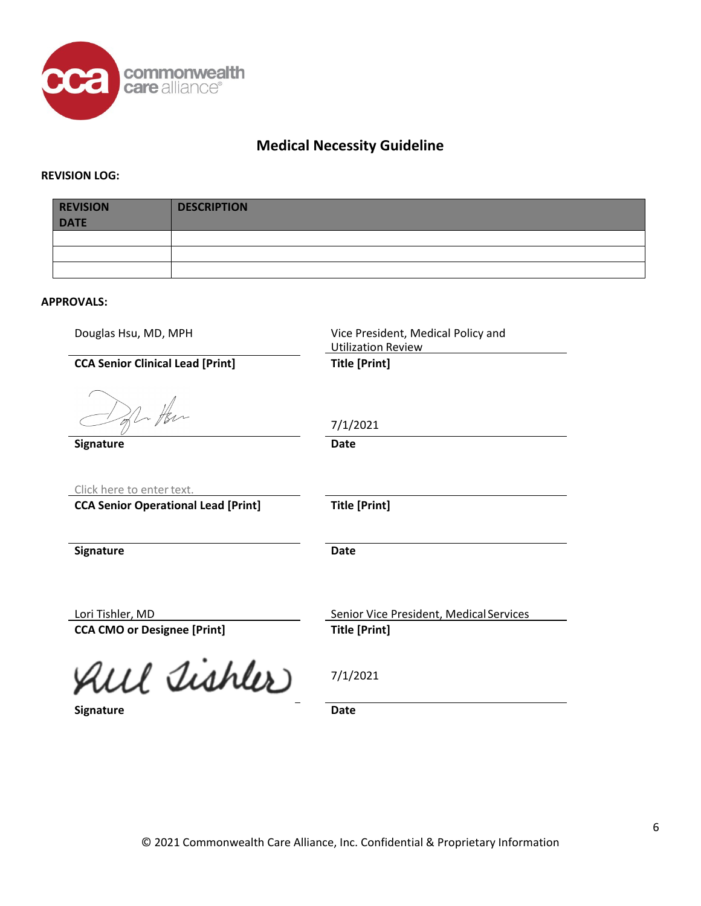# Medical Necessity Guideline

**REVISION LOG:**

| REVISION DATE | DESCRIPTION |
|---|---|
| | |
| | |
| | |

**APPROVALS:**

Douglas Hsu, MD, MPH
**CCA Senior Clinical Lead [Print]**

Vice President, Medical Policy and Utilization Review
**Title [Print]**

**Signature**

7/1/2021
**Date**

Click here to enter text.
**CCA Senior Operational Lead [Print]**

**Title [Print]**

**Signature**

**Date**

Lori Tishler, MD
**CCA CMO or Designee [Print]**

Senior Vice President, Medical Services
**Title [Print]**

**Signature**

7/1/2021
**Date**

© 2021 Commonwealth Care Alliance, Inc. Confidential & Proprietary Information